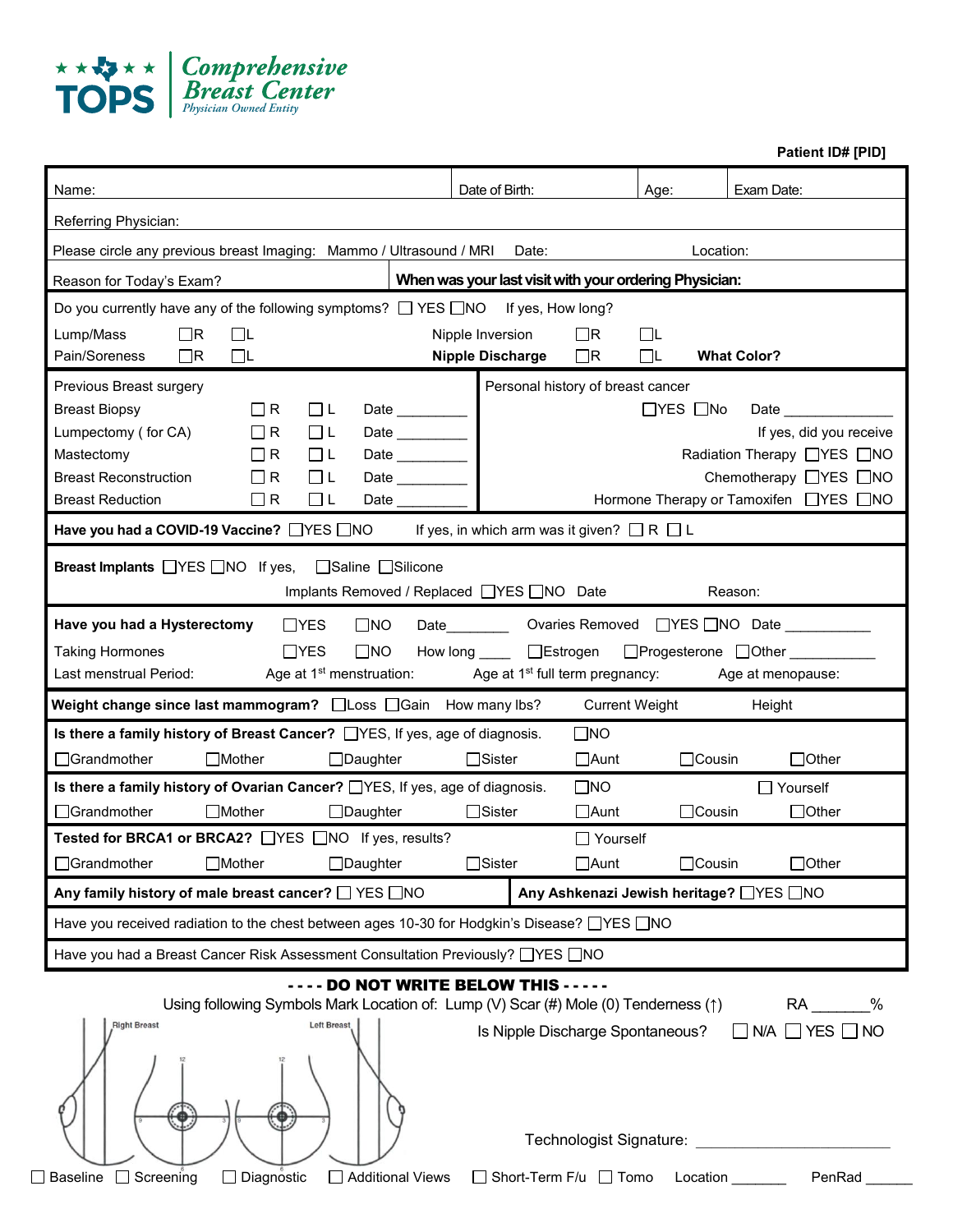**TOPS Comprehensive Breast Center**
*Physician Owned Entity*

**Patient ID# [PID]**

| Name: | Date of Birth: | Age: | Exam Date: |
|---|---|---|---|

Referring Physician:

Please circle any previous breast Imaging: Mammo / Ultrasound / MRI Date: Location:

Reason for Today's Exam? | **When was your last visit with your ordering Physician:**

Do you currently have any of the following symptoms? ☐ YES ☐NO If yes, How long?

| | | | | | | |
|---|---|---|---|---|---|---|
| Lump/Mass | ☐R | ☐L | Nipple Inversion | ☐R | ☐L | |
| Pain/Soreness | ☐R | ☐L | **Nipple Discharge** | ☐R | ☐L | **What Color?** |

| Previous Breast surgery | | | | Personal history of breast cancer |
|---|---|---|---|---|
| Breast Biopsy | ☐ R | ☐ L | Date ________ | ☐YES ☐No Date ______________ |
| Lumpectomy ( for CA) | ☐ R | ☐ L | Date ________ | If yes, did you receive |
| Mastectomy | ☐ R | ☐ L | Date ________ | Radiation Therapy ☐YES ☐NO |
| Breast Reconstruction | ☐ R | ☐ L | Date ________ | Chemotherapy ☐YES ☐NO |
| Breast Reduction | ☐ R | ☐ L | Date ________ | Hormone Therapy or Tamoxifen ☐YES ☐NO |

**Have you had a COVID-19 Vaccine?** ☐YES ☐NO If yes, in which arm was it given? ☐ R ☐ L

**Breast Implants** ☐YES ☐NO If yes, ☐Saline ☐Silicone
Implants Removed / Replaced ☐YES ☐NO Date Reason:

**Have you had a Hysterectomy** ☐YES ☐NO Date________ Ovaries Removed ☐YES ☐NO Date ___________
Taking Hormones ☐YES ☐NO How long ____ ☐Estrogen ☐Progesterone ☐Other ___________
Last menstrual Period: Age at 1st menstruation: Age at 1st full term pregnancy: Age at menopause:

**Weight change since last mammogram?** ☐Loss ☐Gain How many lbs? Current Weight Height

**Is there a family history of Breast Cancer?** ☐YES, If yes, age of diagnosis. ☐NO
☐Grandmother ☐Mother ☐Daughter ☐Sister ☐Aunt ☐Cousin ☐Other

**Is there a family history of Ovarian Cancer?** ☐YES, If yes, age of diagnosis. ☐NO ☐ Yourself
☐Grandmother ☐Mother ☐Daughter ☐Sister ☐Aunt ☐Cousin ☐Other

**Tested for BRCA1 or BRCA2?** ☐YES ☐NO If yes, results? ☐ Yourself
☐Grandmother ☐Mother ☐Daughter ☐Sister ☐Aunt ☐Cousin ☐Other

**Any family history of male breast cancer?** ☐ YES ☐NO | **Any Ashkenazi Jewish heritage?** ☐YES ☐NO

Have you received radiation to the chest between ages 10-30 for Hodgkin's Disease? ☐YES ☐NO

Have you had a Breast Cancer Risk Assessment Consultation Previously? ☐YES ☐NO

**- - - - DO NOT WRITE BELOW THIS - - - - -**

Using following Symbols Mark Location of: Lump (V) Scar (#) Mole (0) Tenderness (↑) RA _______%

Right Breast | Left Breast

Is Nipple Discharge Spontaneous? ☐ N/A ☐ YES ☐ NO

Technologist Signature: ________________________

☐ Baseline ☐ Screening ☐ Diagnostic ☐ Additional Views ☐ Short-Term F/u ☐ Tomo Location _______ PenRad ______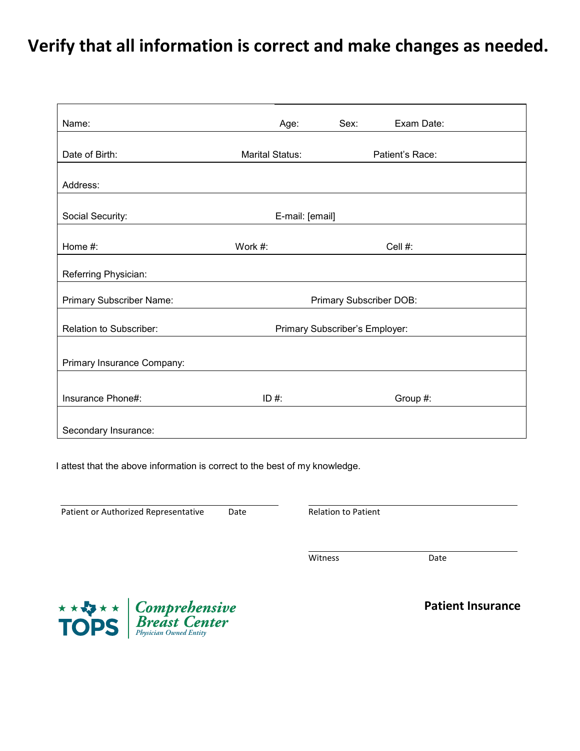# Verify that all information is correct and make changes as needed.

| | | | |
|---|---|---|---|
| Name: | Age: | Sex: | Exam Date: |
| Date of Birth: | Marital Status: | Patient's Race: | |
| Address: | | | |
| Social Security: | E-mail: [email] | | |
| Home #: | Work #: | Cell #: | |
| Referring Physician: | | | |
| Primary Subscriber Name: | Primary Subscriber DOB: | | |
| Relation to Subscriber: | Primary Subscriber's Employer: | | |
| Primary Insurance Company: | | | |
| Insurance Phone#: | ID #: | Group #: | |
| Secondary Insurance: | | | |

I attest that the above information is correct to the best of my knowledge.

______________________________________
Patient or Authorized Representative Date

______________________________________
Relation to Patient

______________________________________
Witness Date

TOPS | Comprehensive Breast Center
*Physician Owned Entity*

**Patient Insurance**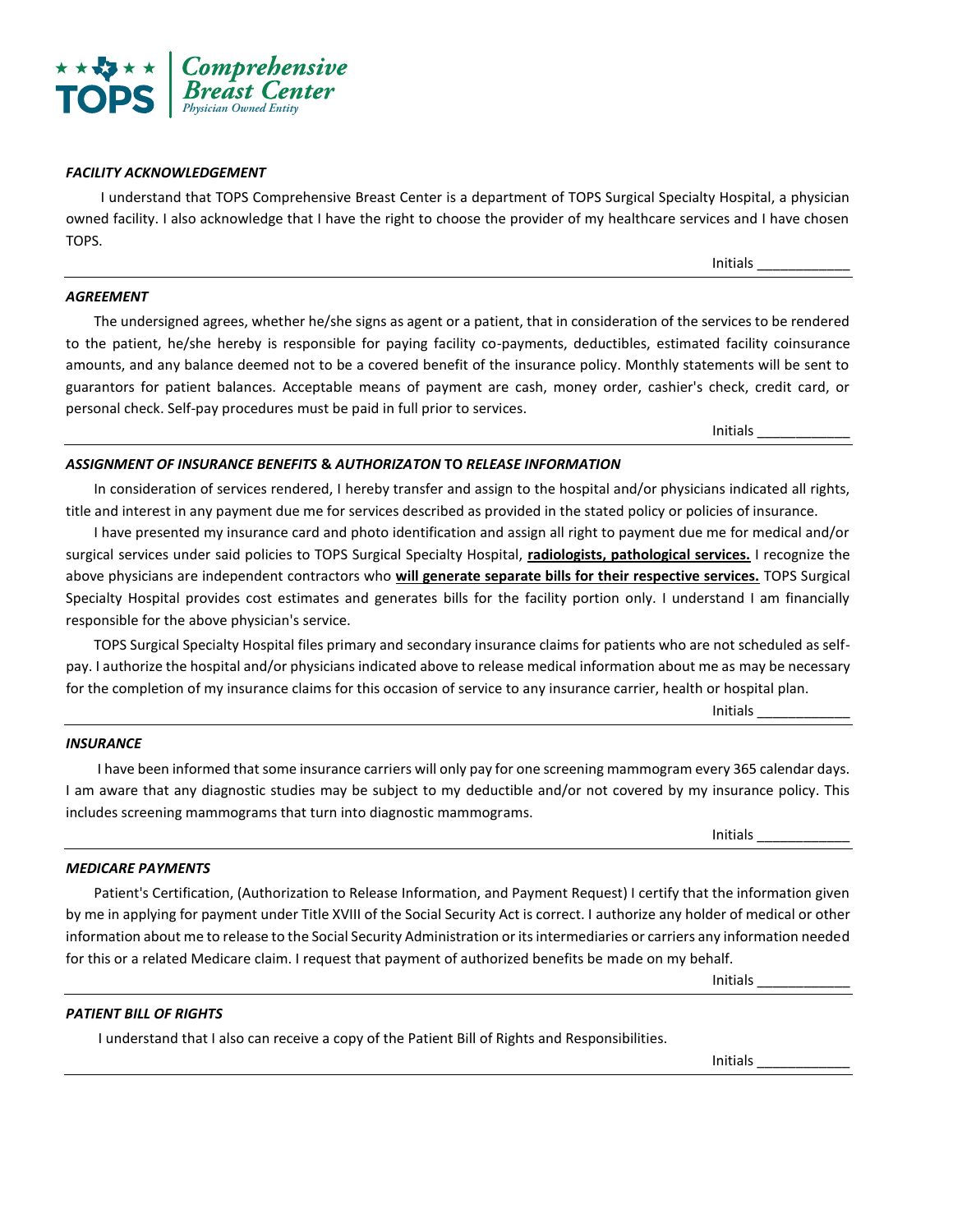TOPS Comprehensive Breast Center
Physician Owned Entity

### *FACILITY ACKNOWLEDGEMENT*

I understand that TOPS Comprehensive Breast Center is a department of TOPS Surgical Specialty Hospital, a physician owned facility. I also acknowledge that I have the right to choose the provider of my healthcare services and I have chosen TOPS.

Initials ____________

---

### *AGREEMENT*

The undersigned agrees, whether he/she signs as agent or a patient, that in consideration of the services to be rendered to the patient, he/she hereby is responsible for paying facility co-payments, deductibles, estimated facility coinsurance amounts, and any balance deemed not to be a covered benefit of the insurance policy. Monthly statements will be sent to guarantors for patient balances. Acceptable means of payment are cash, money order, cashier's check, credit card, or personal check. Self-pay procedures must be paid in full prior to services.

Initials ____________

---

### *ASSIGNMENT OF INSURANCE BENEFITS* & *AUTHORIZATON* TO *RELEASE INFORMATION*

In consideration of services rendered, I hereby transfer and assign to the hospital and/or physicians indicated all rights, title and interest in any payment due me for services described as provided in the stated policy or policies of insurance.

I have presented my insurance card and photo identification and assign all right to payment due me for medical and/or surgical services under said policies to TOPS Surgical Specialty Hospital, **radiologists, pathological services.** I recognize the above physicians are independent contractors who **will generate separate bills for their respective services.** TOPS Surgical Specialty Hospital provides cost estimates and generates bills for the facility portion only. I understand I am financially responsible for the above physician's service.

TOPS Surgical Specialty Hospital files primary and secondary insurance claims for patients who are not scheduled as self-pay. I authorize the hospital and/or physicians indicated above to release medical information about me as may be necessary for the completion of my insurance claims for this occasion of service to any insurance carrier, health or hospital plan.

Initials ____________

---

### *INSURANCE*

I have been informed that some insurance carriers will only pay for one screening mammogram every 365 calendar days. I am aware that any diagnostic studies may be subject to my deductible and/or not covered by my insurance policy. This includes screening mammograms that turn into diagnostic mammograms.

Initials ____________

---

### *MEDICARE PAYMENTS*

Patient's Certification, (Authorization to Release Information, and Payment Request) I certify that the information given by me in applying for payment under Title XVIII of the Social Security Act is correct. I authorize any holder of medical or other information about me to release to the Social Security Administration or its intermediaries or carriers any information needed for this or a related Medicare claim. I request that payment of authorized benefits be made on my behalf.

Initials ____________

---

### *PATIENT BILL OF RIGHTS*

I understand that I also can receive a copy of the Patient Bill of Rights and Responsibilities.

Initials ____________

---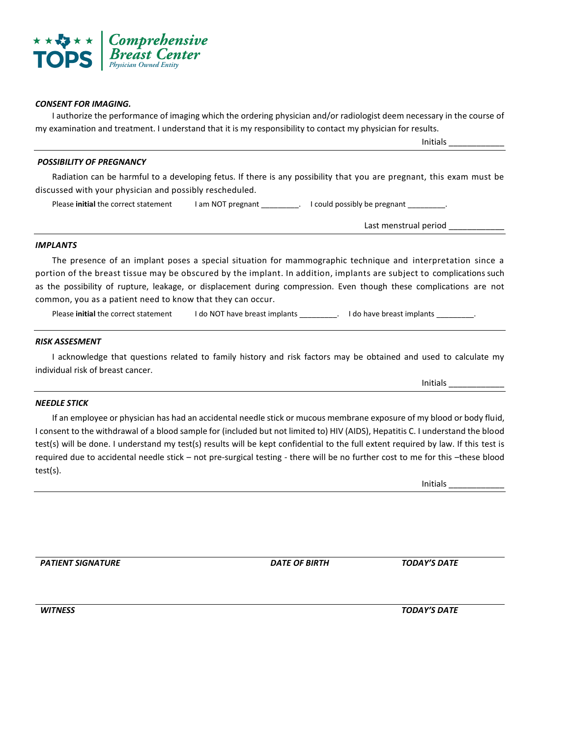**TOPS Comprehensive Breast Center**
*Physician Owned Entity*

***CONSENT FOR IMAGING.***

I authorize the performance of imaging which the ordering physician and/or radiologist deem necessary in the course of my examination and treatment. I understand that it is my responsibility to contact my physician for results.

Initials ___________

***POSSIBILITY OF PREGNANCY***

Radiation can be harmful to a developing fetus. If there is any possibility that you are pregnant, this exam must be discussed with your physician and possibly rescheduled.

Please **initial** the correct statement I am NOT pregnant ________. I could possibly be pregnant ________.

Last menstrual period ___________

***IMPLANTS***

The presence of an implant poses a special situation for mammographic technique and interpretation since a portion of the breast tissue may be obscured by the implant. In addition, implants are subject to complications such as the possibility of rupture, leakage, or displacement during compression. Even though these complications are not common, you as a patient need to know that they can occur.

Please **initial** the correct statement I do NOT have breast implants ________. I do have breast implants ________.

***RISK ASSESMENT***

I acknowledge that questions related to family history and risk factors may be obtained and used to calculate my individual risk of breast cancer.

Initials ___________

***NEEDLE STICK***

If an employee or physician has had an accidental needle stick or mucous membrane exposure of my blood or body fluid, I consent to the withdrawal of a blood sample for (included but not limited to) HIV (AIDS), Hepatitis C. I understand the blood test(s) will be done. I understand my test(s) results will be kept confidential to the full extent required by law. If this test is required due to accidental needle stick – not pre-surgical testing - there will be no further cost to me for this –these blood test(s).

Initials ___________

***PATIENT SIGNATURE*** ***DATE OF BIRTH*** ***TODAY'S DATE***

***WITNESS*** ***TODAY'S DATE***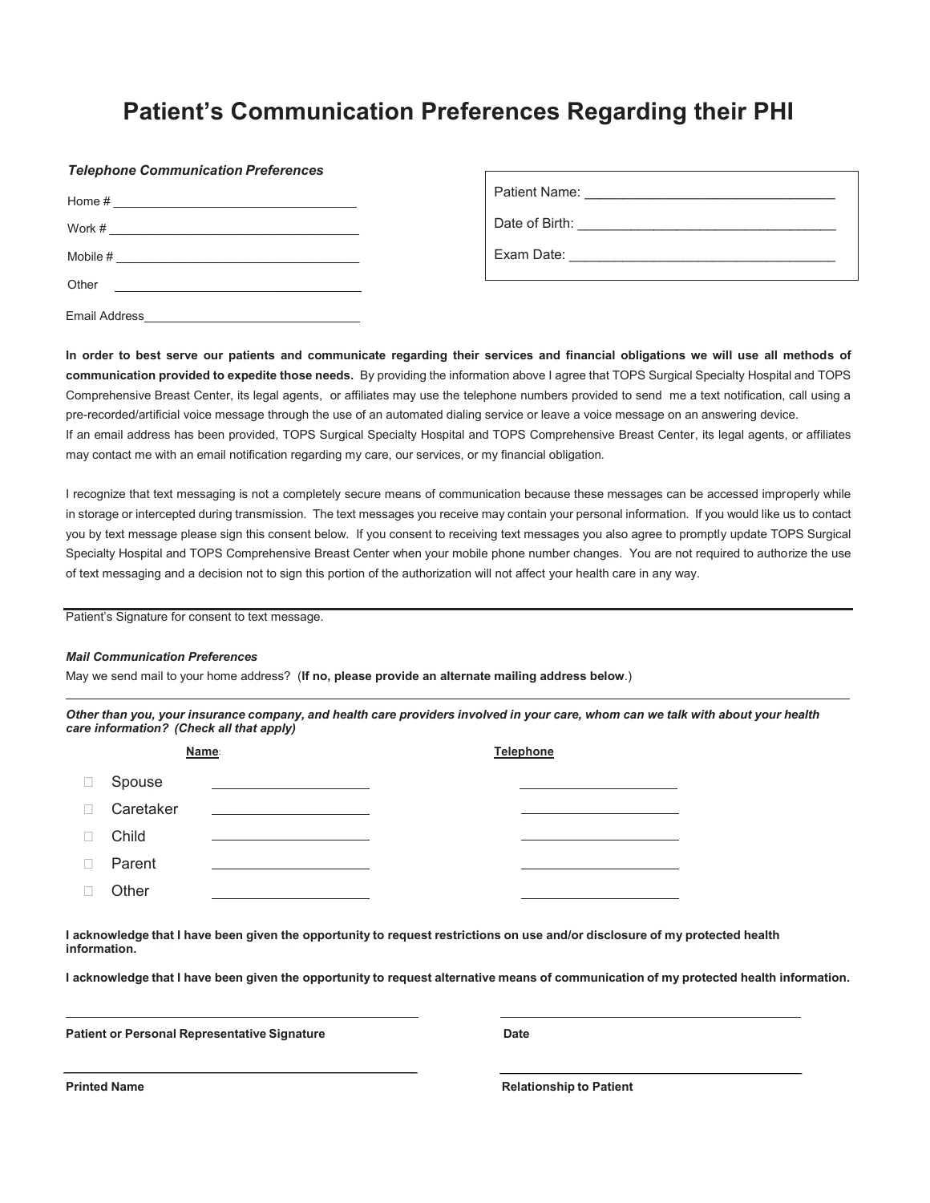# Patient's Communication Preferences Regarding their PHI

*Telephone Communication Preferences*

Home # ___________________________________

Work # ___________________________________

Mobile # ___________________________________

Other ___________________________________

Email Address_______________________________

Patient Name: _________________________________

Date of Birth: _________________________________

Exam Date: ___________________________________

**In order to best serve our patients and communicate regarding their services and financial obligations we will use all methods of communication provided to expedite those needs.** By providing the information above I agree that TOPS Surgical Specialty Hospital and TOPS Comprehensive Breast Center, its legal agents, or affiliates may use the telephone numbers provided to send me a text notification, call using a pre-recorded/artificial voice message through the use of an automated dialing service or leave a voice message on an answering device. If an email address has been provided, TOPS Surgical Specialty Hospital and TOPS Comprehensive Breast Center, its legal agents, or affiliates may contact me with an email notification regarding my care, our services, or my financial obligation.

I recognize that text messaging is not a completely secure means of communication because these messages can be accessed improperly while in storage or intercepted during transmission. The text messages you receive may contain your personal information. If you would like us to contact you by text message please sign this consent below. If you consent to receiving text messages you also agree to promptly update TOPS Surgical Specialty Hospital and TOPS Comprehensive Breast Center when your mobile phone number changes. You are not required to authorize the use of text messaging and a decision not to sign this portion of the authorization will not affect your health care in any way.

___________________________________________________________________________

Patient's Signature for consent to text message.

***Mail Communication Preferences***

May we send mail to your home address? (**If no, please provide an alternate mailing address below**.)

___________________________________________________________________________

***Other than you, your insurance company, and health care providers involved in your care, whom can we talk with about your health care information? (Check all that apply)***

| | **Name** | **Telephone** |
|---|---|---|
| ☐ Spouse | ____________________ | ____________________ |
| ☐ Caretaker | ____________________ | ____________________ |
| ☐ Child | ____________________ | ____________________ |
| ☐ Parent | ____________________ | ____________________ |
| ☐ Other | ____________________ | ____________________ |

**I acknowledge that I have been given the opportunity to request restrictions on use and/or disclosure of my protected health information.**

**I acknowledge that I have been given the opportunity to request alternative means of communication of my protected health information.**

| ______________________________________ | ______________________________________ |
|---|---|
| **Patient or Personal Representative Signature** | **Date** |
| ______________________________________ | ______________________________________ |
| **Printed Name** | **Relationship to Patient** |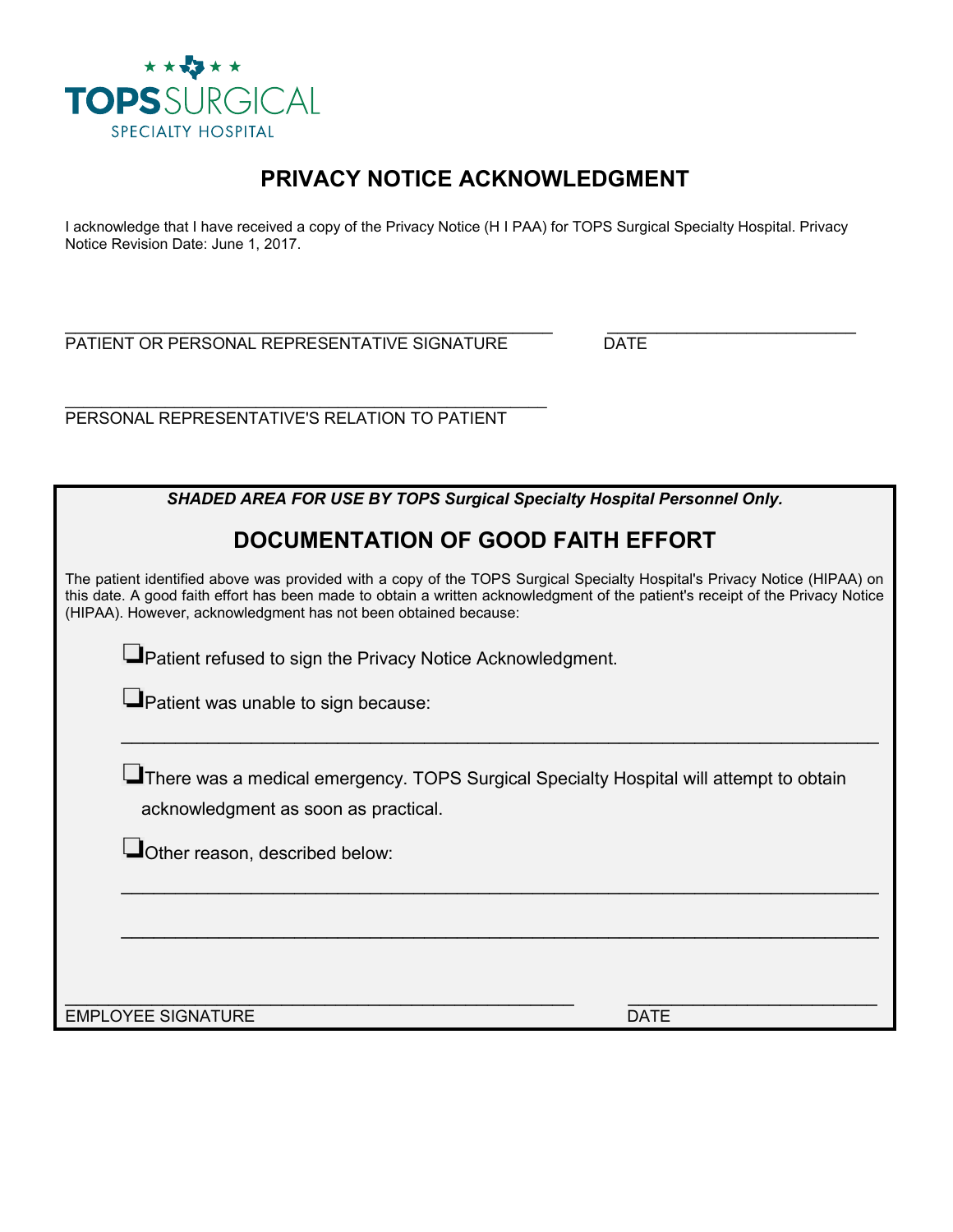TOPS SURGICAL
SPECIALTY HOSPITAL

# PRIVACY NOTICE ACKNOWLEDGMENT

I acknowledge that I have received a copy of the Privacy Notice (H I PAA) for TOPS Surgical Specialty Hospital. Privacy Notice Revision Date: June 1, 2017.

______________________________________________ ________________________

PATIENT OR PERSONAL REPRESENTATIVE SIGNATURE DATE

______________________________________________

PERSONAL REPRESENTATIVE'S RELATION TO PATIENT

***SHADED AREA FOR USE BY TOPS Surgical Specialty Hospital Personnel Only.***

## DOCUMENTATION OF GOOD FAITH EFFORT

The patient identified above was provided with a copy of the TOPS Surgical Specialty Hospital's Privacy Notice (HIPAA) on this date. A good faith effort has been made to obtain a written acknowledgment of the patient's receipt of the Privacy Notice (HIPAA). However, acknowledgment has not been obtained because:

- ☐ Patient refused to sign the Privacy Notice Acknowledgment.
- ☐ Patient was unable to sign because:

  ______________________________________________________________________

- ☐ There was a medical emergency. TOPS Surgical Specialty Hospital will attempt to obtain acknowledgment as soon as practical.
- ☐ Other reason, described below:

  ______________________________________________________________________

  ______________________________________________________________________

______________________________________________ ________________________

EMPLOYEE SIGNATURE DATE